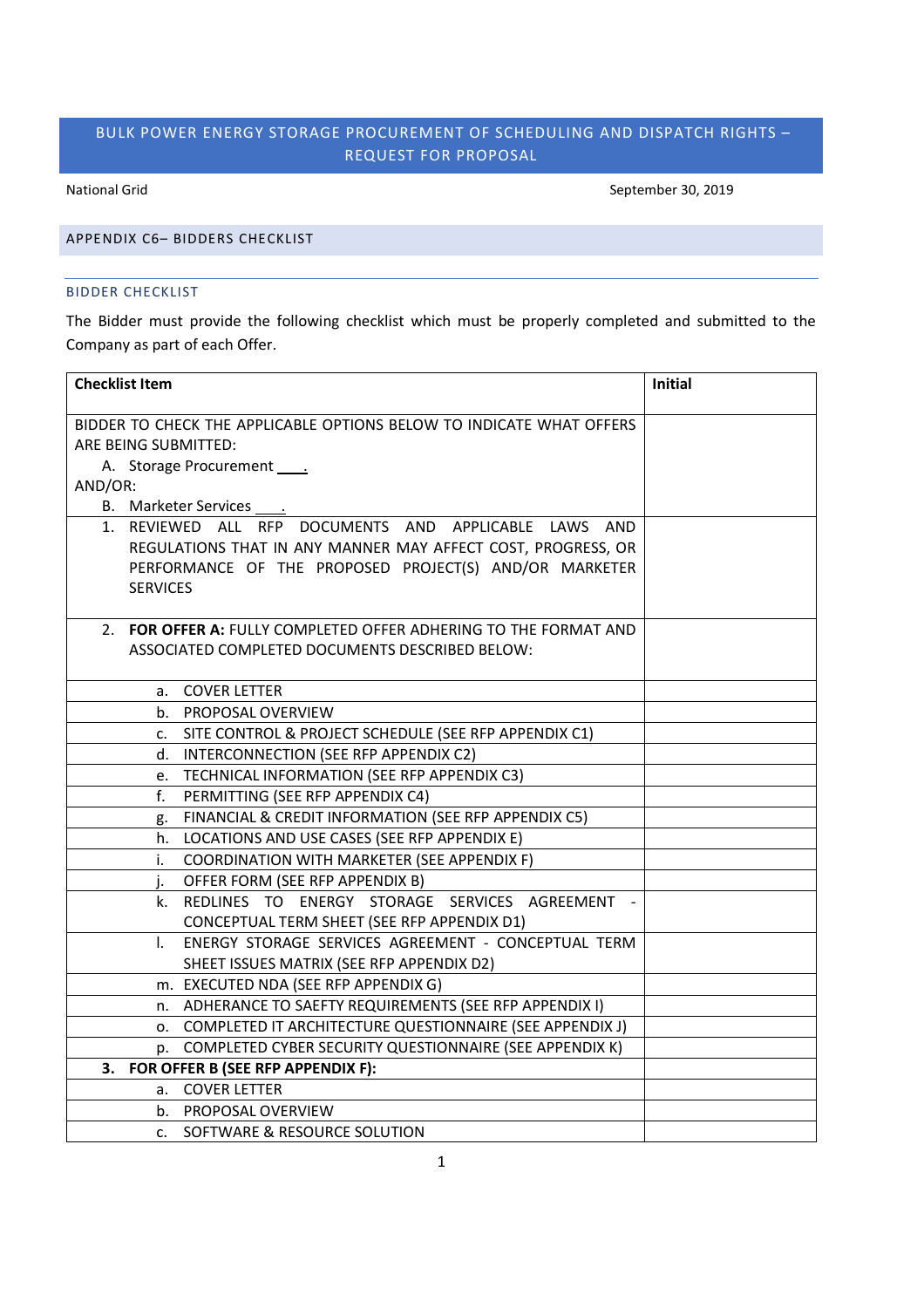# BULK POWER ENERGY STORAGE PROCUREMENT OF SCHEDULING AND DISPATCH RIGHTS – REQUEST FOR PROPOSAL

National Grid | September 30, 2019

## APPENDIX C6– BIDDERS CHECKLIST

### BIDDER CHECKLIST

The Bidder must provide the following checklist which must be properly completed and submitted to the Company as part of each Offer.

| Checklist Item | Initial |
| --- | --- |
| BIDDER TO CHECK THE APPLICABLE OPTIONS BELOW TO INDICATE WHAT OFFERS ARE BEING SUBMITTED:<br>A. Storage Procurement ___.<br>AND/OR:<br>B. Marketer Services ___. | |
| 1. REVIEWED ALL RFP DOCUMENTS AND APPLICABLE LAWS AND REGULATIONS THAT IN ANY MANNER MAY AFFECT COST, PROGRESS, OR PERFORMANCE OF THE PROPOSED PROJECT(S) AND/OR MARKETER SERVICES | |
| 2. **FOR OFFER A:** FULLY COMPLETED OFFER ADHERING TO THE FORMAT AND ASSOCIATED COMPLETED DOCUMENTS DESCRIBED BELOW: | |
| a. COVER LETTER | |
| b. PROPOSAL OVERVIEW | |
| c. SITE CONTROL & PROJECT SCHEDULE (SEE RFP APPENDIX C1) | |
| d. INTERCONNECTION (SEE RFP APPENDIX C2) | |
| e. TECHNICAL INFORMATION (SEE RFP APPENDIX C3) | |
| f. PERMITTING (SEE RFP APPENDIX C4) | |
| g. FINANCIAL & CREDIT INFORMATION (SEE RFP APPENDIX C5) | |
| h. LOCATIONS AND USE CASES (SEE RFP APPENDIX E) | |
| i. COORDINATION WITH MARKETER (SEE APPENDIX F) | |
| j. OFFER FORM (SEE RFP APPENDIX B) | |
| k. REDLINES TO ENERGY STORAGE SERVICES AGREEMENT - CONCEPTUAL TERM SHEET (SEE RFP APPENDIX D1) | |
| l. ENERGY STORAGE SERVICES AGREEMENT - CONCEPTUAL TERM SHEET ISSUES MATRIX (SEE RFP APPENDIX D2) | |
| m. EXECUTED NDA (SEE RFP APPENDIX G) | |
| n. ADHERANCE TO SAEFTY REQUIREMENTS (SEE RFP APPENDIX I) | |
| o. COMPLETED IT ARCHITECTURE QUESTIONNAIRE (SEE APPENDIX J) | |
| p. COMPLETED CYBER SECURITY QUESTIONNAIRE (SEE APPENDIX K) | |
| **3. FOR OFFER B (SEE RFP APPENDIX F):** | |
| a. COVER LETTER | |
| b. PROPOSAL OVERVIEW | |
| c. SOFTWARE & RESOURCE SOLUTION | |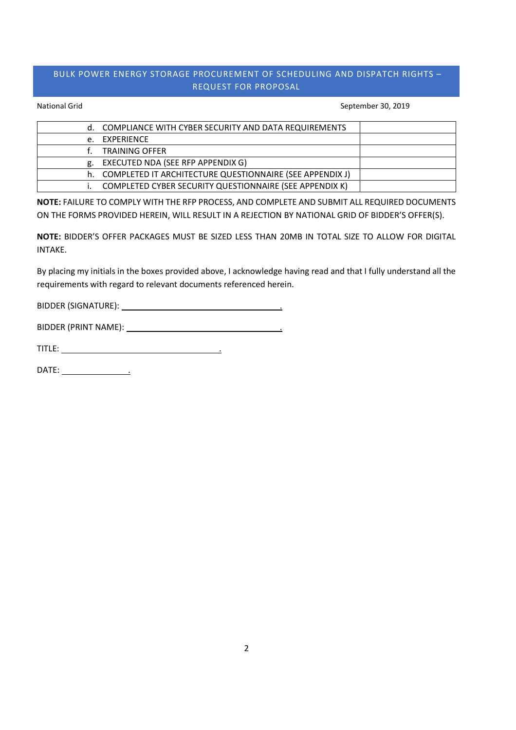| | |
|---|---|
| d. COMPLIANCE WITH CYBER SECURITY AND DATA REQUIREMENTS | |
| e. EXPERIENCE | |
| f. TRAINING OFFER | |
| g. EXECUTED NDA (SEE RFP APPENDIX G) | |
| h. COMPLETED IT ARCHITECTURE QUESTIONNAIRE (SEE APPENDIX J) | |
| i. COMPLETED CYBER SECURITY QUESTIONNAIRE (SEE APPENDIX K) | |

**NOTE:** FAILURE TO COMPLY WITH THE RFP PROCESS, AND COMPLETE AND SUBMIT ALL REQUIRED DOCUMENTS ON THE FORMS PROVIDED HEREIN, WILL RESULT IN A REJECTION BY NATIONAL GRID OF BIDDER'S OFFER(S).

**NOTE:** BIDDER'S OFFER PACKAGES MUST BE SIZED LESS THAN 20MB IN TOTAL SIZE TO ALLOW FOR DIGITAL INTAKE.

By placing my initials in the boxes provided above, I acknowledge having read and that I fully understand all the requirements with regard to relevant documents referenced herein.

BIDDER (SIGNATURE): ________________________________.

BIDDER (PRINT NAME): ________________________________.

TITLE: ________________________________.

DATE: ________________.